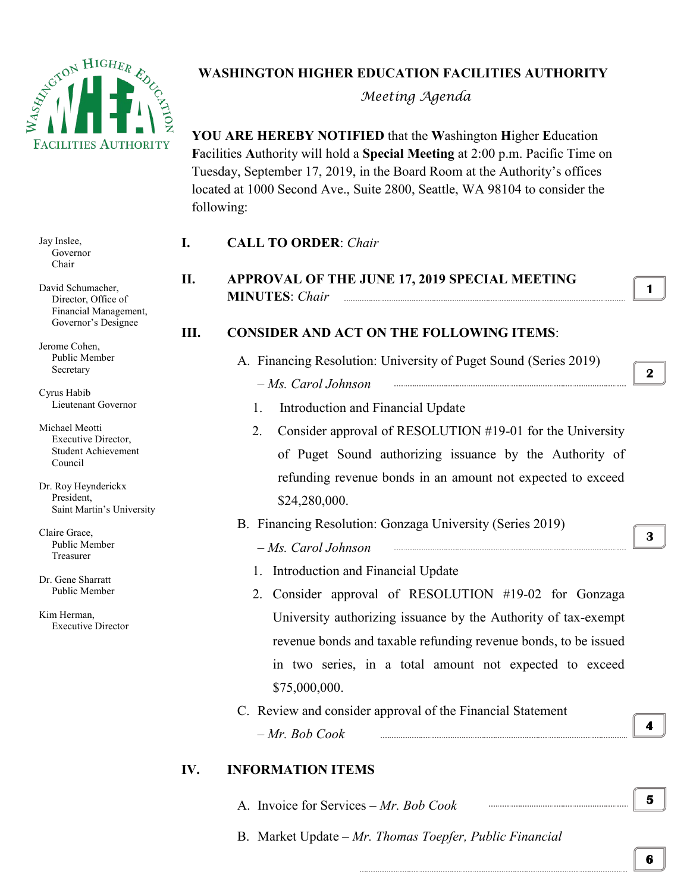# WASHINGTON HIGHER EDUCATION FACILITIES AUTHORITY

*Meeting Agenda*

**YOU ARE HEREBY NOTIFIED** that the **W**ashington **H**igher **E**ducation **F**acilities **A**uthority will hold a **Special Meeting** at 2:00 p.m. Pacific Time on Tuesday, September 17, 2019, in the Board Room at the Authority's offices located at 1000 Second Ave., Suite 2800, Seattle, WA 98104 to consider the following:

Jay Inslee,
Governor
Chair

David Schumacher,
Director, Office of Financial Management,
Governor's Designee

Jerome Cohen,
Public Member
Secretary

Cyrus Habib
Lieutenant Governor

Michael Meotti
Executive Director,
Student Achievement Council

Dr. Roy Heynderickx
President,
Saint Martin's University

Claire Grace,
Public Member
Treasurer

Dr. Gene Sharratt
Public Member

Kim Herman,
Executive Director

**I. CALL TO ORDER**: *Chair*

**II. APPROVAL OF THE JUNE 17, 2019 SPECIAL MEETING MINUTES**: *Chair* ..... **1**

**III. CONSIDER AND ACT ON THE FOLLOWING ITEMS**:

A. Financing Resolution: University of Puget Sound (Series 2019) – *Ms. Carol Johnson* ..... **2**

1. Introduction and Financial Update
2. Consider approval of RESOLUTION #19-01 for the University of Puget Sound authorizing issuance by the Authority of refunding revenue bonds in an amount not expected to exceed $24,280,000.

B. Financing Resolution: Gonzaga University (Series 2019) – *Ms. Carol Johnson* ..... **3**

1. Introduction and Financial Update
2. Consider approval of RESOLUTION #19-02 for Gonzaga University authorizing issuance by the Authority of tax-exempt revenue bonds and taxable refunding revenue bonds, to be issued in two series, in a total amount not expected to exceed $75,000,000.

C. Review and consider approval of the Financial Statement – *Mr. Bob Cook* ..... **4**

**IV. INFORMATION ITEMS**

A. Invoice for Services – *Mr. Bob Cook* ..... **5**

B. Market Update – *Mr. Thomas Toepfer, Public Financial* ..... **6**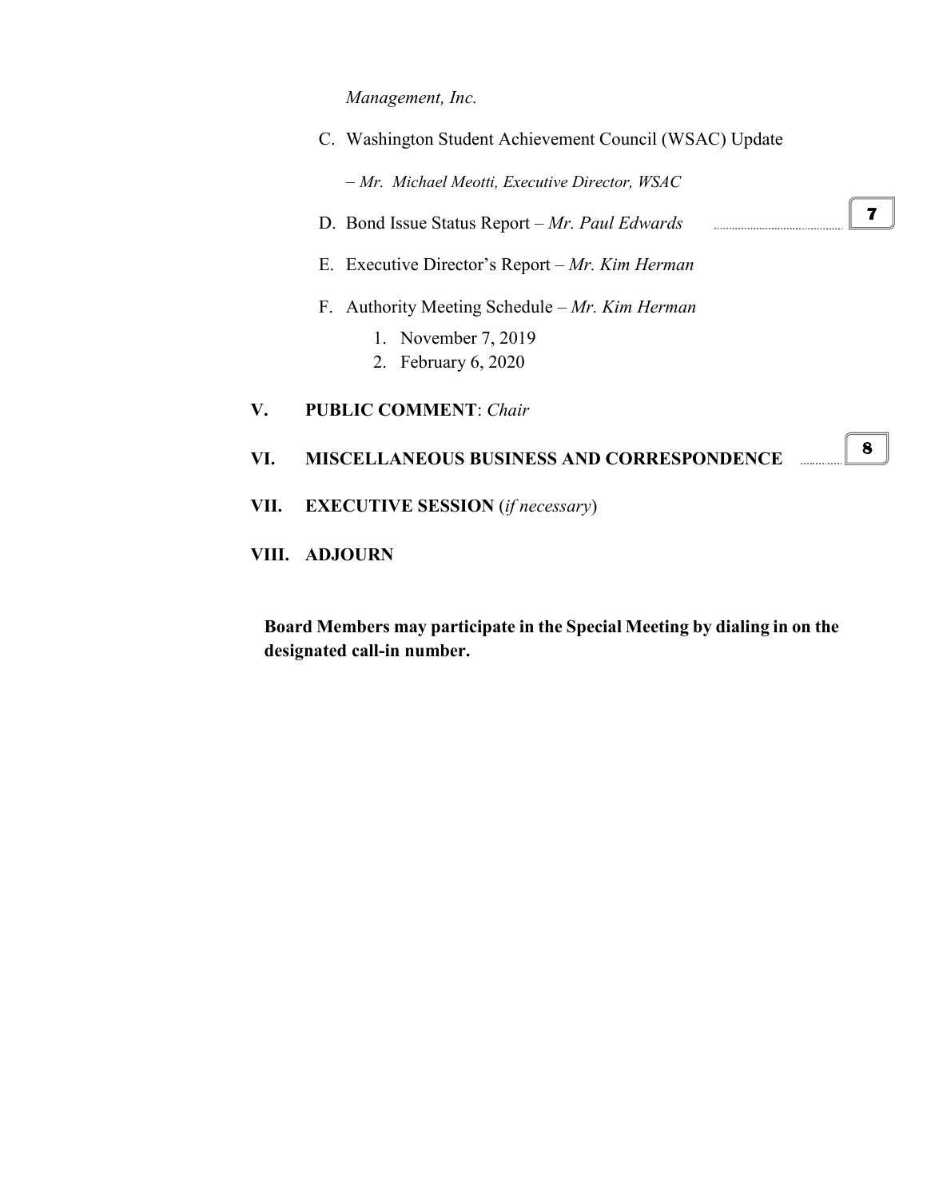*Management, Inc.*

C. Washington Student Achievement Council (WSAC) Update

– *Mr. Michael Meotti, Executive Director, WSAC*

D. Bond Issue Status Report – *Mr. Paul Edwards* ........................................ 7

E. Executive Director's Report – *Mr. Kim Herman*

F. Authority Meeting Schedule – *Mr. Kim Herman*

1. November 7, 2019
2. February 6, 2020

**V. PUBLIC COMMENT**: *Chair*

**VI. MISCELLANEOUS BUSINESS AND CORRESPONDENCE** .............. 8

**VII. EXECUTIVE SESSION** (*if necessary*)

**VIII. ADJOURN**

**Board Members may participate in the Special Meeting by dialing in on the designated call-in number.**